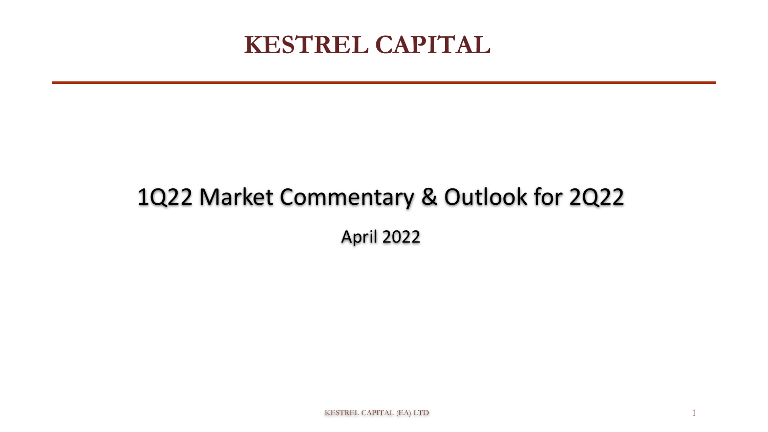# KESTREL CAPITAL

## 1Q22 Market Commentary & Outlook for 2Q22

April 2022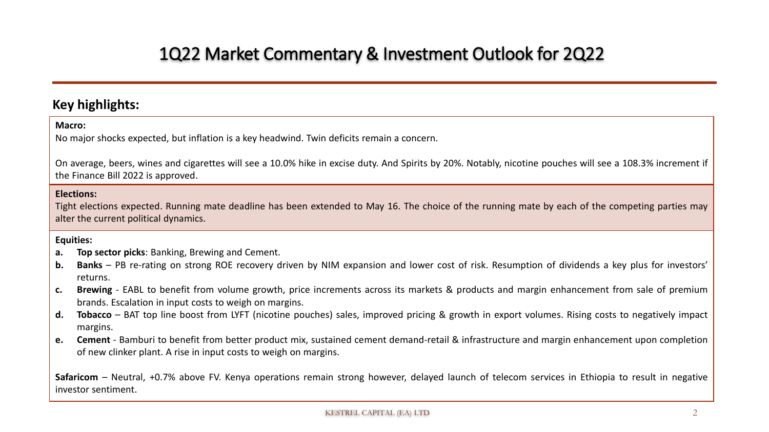# 1Q22 Market Commentary & Investment Outlook for 2Q22

## Key highlights:

**Macro:**

No major shocks expected, but inflation is a key headwind. Twin deficits remain a concern.

On average, beers, wines and cigarettes will see a 10.0% hike in excise duty. And Spirits by 20%. Notably, nicotine pouches will see a 108.3% increment if the Finance Bill 2022 is approved.

**Elections:**

Tight elections expected. Running mate deadline has been extended to May 16. The choice of the running mate by each of the competing parties may alter the current political dynamics.

**Equities:**

a. **Top sector picks**: Banking, Brewing and Cement.
b. **Banks** – PB re-rating on strong ROE recovery driven by NIM expansion and lower cost of risk. Resumption of dividends a key plus for investors' returns.
c. **Brewing** - EABL to benefit from volume growth, price increments across its markets & products and margin enhancement from sale of premium brands. Escalation in input costs to weigh on margins.
d. **Tobacco** – BAT top line boost from LYFT (nicotine pouches) sales, improved pricing & growth in export volumes. Rising costs to negatively impact margins.
e. **Cement** - Bamburi to benefit from better product mix, sustained cement demand-retail & infrastructure and margin enhancement upon completion of new clinker plant. A rise in input costs to weigh on margins.

**Safaricom** – Neutral, +0.7% above FV. Kenya operations remain strong however, delayed launch of telecom services in Ethiopia to result in negative investor sentiment.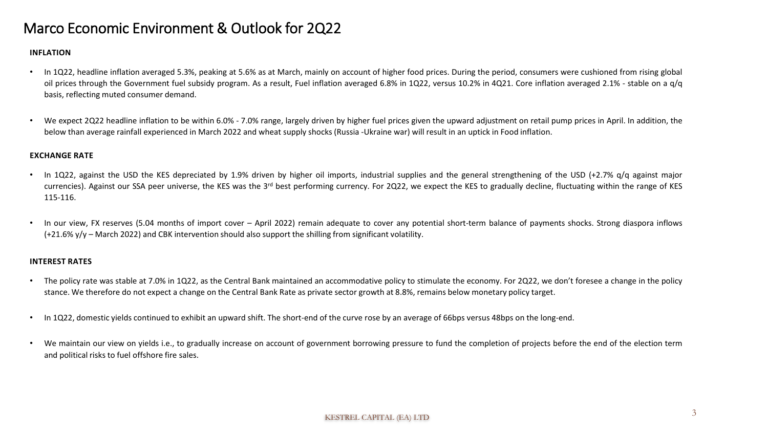# Marco Economic Environment & Outlook for 2Q22

**INFLATION**

- In 1Q22, headline inflation averaged 5.3%, peaking at 5.6% as at March, mainly on account of higher food prices. During the period, consumers were cushioned from rising global oil prices through the Government fuel subsidy program. As a result, Fuel inflation averaged 6.8% in 1Q22, versus 10.2% in 4Q21. Core inflation averaged 2.1% - stable on a q/q basis, reflecting muted consumer demand.

- We expect 2Q22 headline inflation to be within 6.0% - 7.0% range, largely driven by higher fuel prices given the upward adjustment on retail pump prices in April. In addition, the below than average rainfall experienced in March 2022 and wheat supply shocks (Russia -Ukraine war) will result in an uptick in Food inflation.

**EXCHANGE RATE**

- In 1Q22, against the USD the KES depreciated by 1.9% driven by higher oil imports, industrial supplies and the general strengthening of the USD (+2.7% q/q against major currencies). Against our SSA peer universe, the KES was the 3rd best performing currency. For 2Q22, we expect the KES to gradually decline, fluctuating within the range of KES 115-116.

- In our view, FX reserves (5.04 months of import cover – April 2022) remain adequate to cover any potential short-term balance of payments shocks. Strong diaspora inflows (+21.6% y/y – March 2022) and CBK intervention should also support the shilling from significant volatility.

**INTEREST RATES**

- The policy rate was stable at 7.0% in 1Q22, as the Central Bank maintained an accommodative policy to stimulate the economy. For 2Q22, we don't foresee a change in the policy stance. We therefore do not expect a change on the Central Bank Rate as private sector growth at 8.8%, remains below monetary policy target.

- In 1Q22, domestic yields continued to exhibit an upward shift. The short-end of the curve rose by an average of 66bps versus 48bps on the long-end.

- We maintain our view on yields i.e., to gradually increase on account of government borrowing pressure to fund the completion of projects before the end of the election term and political risks to fuel offshore fire sales.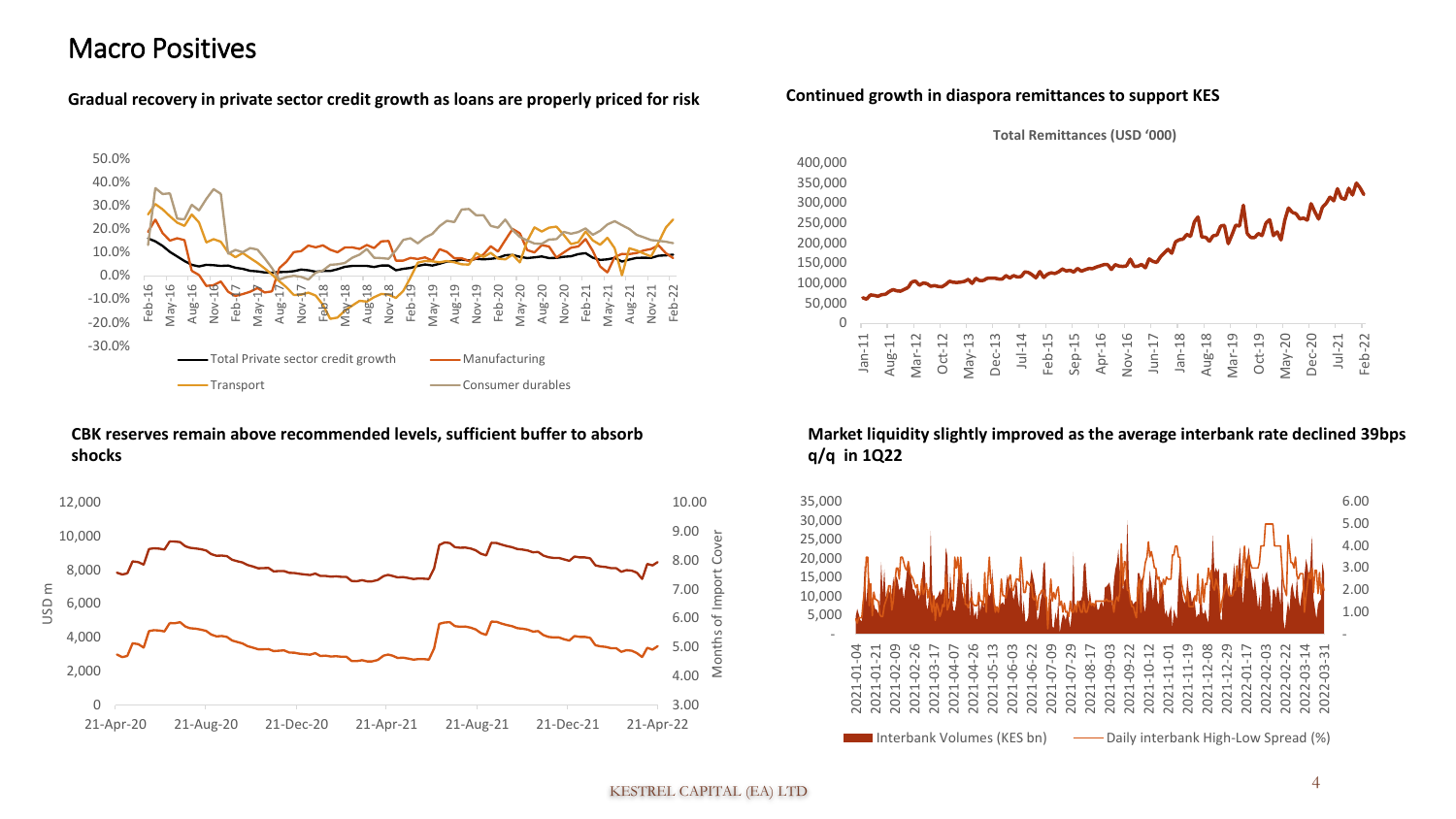# Macro Positives

**Gradual recovery in private sector credit growth as loans are properly priced for risk**

50.0%
40.0%
30.0%
20.0%
10.0%
0.0%
-10.0%
-20.0%
-30.0%

Feb-16 May-16 Aug-16 Nov-16 Feb-17 May-17 Aug-17 Nov-17 Feb-18 May-18 Aug-18 Nov-18 Feb-19 May-19 Aug-19 Nov-19 Feb-20 May-20 Aug-20 Nov-20 Feb-21 May-21 Aug-21 Nov-21 Feb-22

Total Private sector credit growth — Manufacturing — Transport — Consumer durables

**Continued growth in diaspora remittances to support KES**

**Total Remittances (USD '000)**

400,000
350,000
300,000
250,000
200,000
150,000
100,000
50,000
0

Jan-11 Aug-11 Mar-12 Oct-12 May-13 Dec-13 Jul-14 Feb-15 Sep-15 Apr-16 Nov-16 Jun-17 Jan-18 Aug-18 Mar-19 Oct-19 May-20 Dec-20 Jul-21 Feb-22

**CBK reserves remain above recommended levels, sufficient buffer to absorb shocks**

USD m: 12,000 10,000 8,000 6,000 4,000 2,000 0

Months of Import Cover: 10.00 9.00 8.00 7.00 6.00 5.00 4.00 3.00

21-Apr-20 21-Aug-20 21-Dec-20 21-Apr-21 21-Aug-21 21-Dec-21 21-Apr-22

**Market liquidity slightly improved as the average interbank rate declined 39bps q/q in 1Q22**

35,000 30,000 25,000 20,000 15,000 10,000 5,000 -

6.00 5.00 4.00 3.00 2.00 1.00 -

2021-01-04 2021-01-21 2021-02-09 2021-02-26 2021-03-17 2021-04-07 2021-04-26 2021-05-13 2021-06-03 2021-06-22 2021-07-09 2021-07-29 2021-08-17 2021-09-03 2021-09-22 2021-10-12 2021-11-01 2021-11-19 2021-12-08 2021-12-29 2022-01-17 2022-02-03 2022-02-22 2022-03-14 2022-03-31

Interbank Volumes (KES bn) — Daily interbank High-Low Spread (%)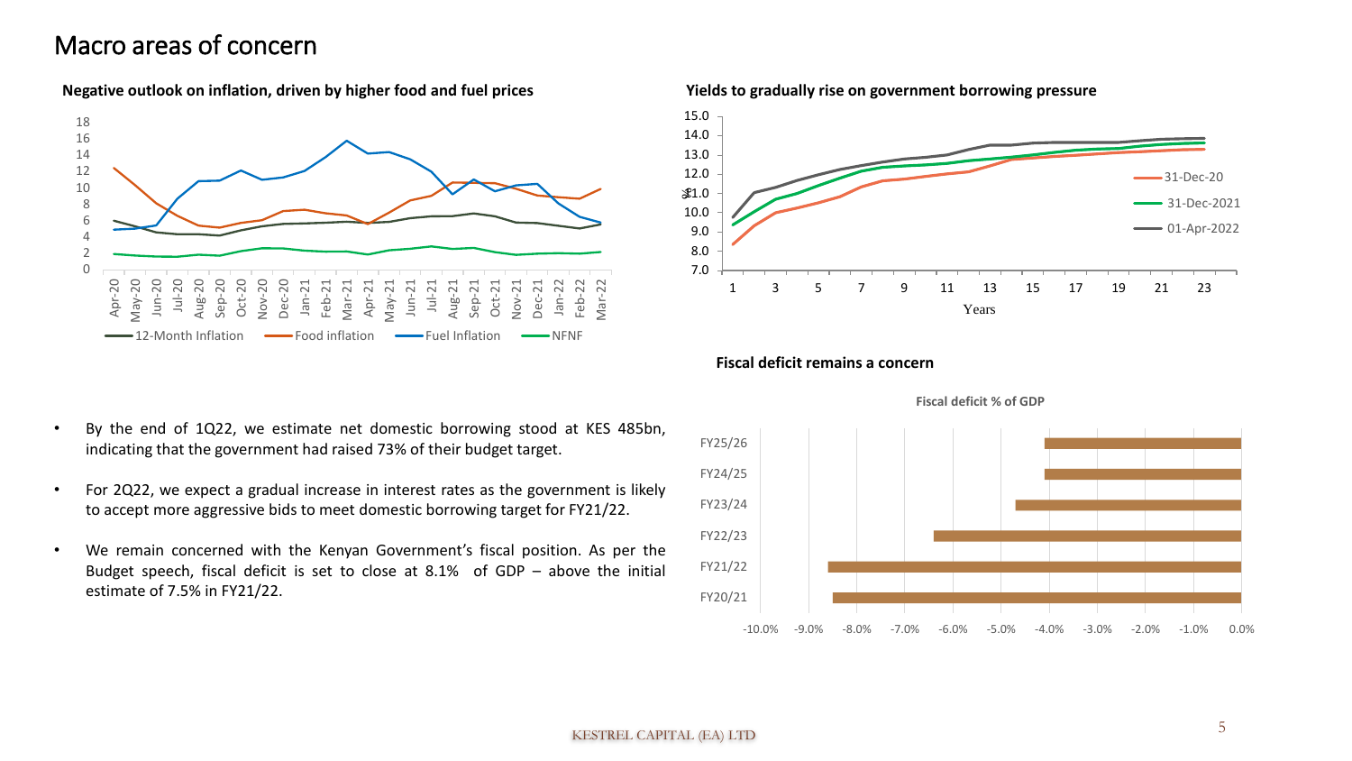# Macro areas of concern

**Negative outlook on inflation, driven by higher food and fuel prices**

**Yields to gradually rise on government borrowing pressure**

**Fiscal deficit remains a concern**

- By the end of 1Q22, we estimate net domestic borrowing stood at KES 485bn, indicating that the government had raised 73% of their budget target.
- For 2Q22, we expect a gradual increase in interest rates as the government is likely to accept more aggressive bids to meet domestic borrowing target for FY21/22.
- We remain concerned with the Kenyan Government's fiscal position. As per the Budget speech, fiscal deficit is set to close at 8.1% of GDP – above the initial estimate of 7.5% in FY21/22.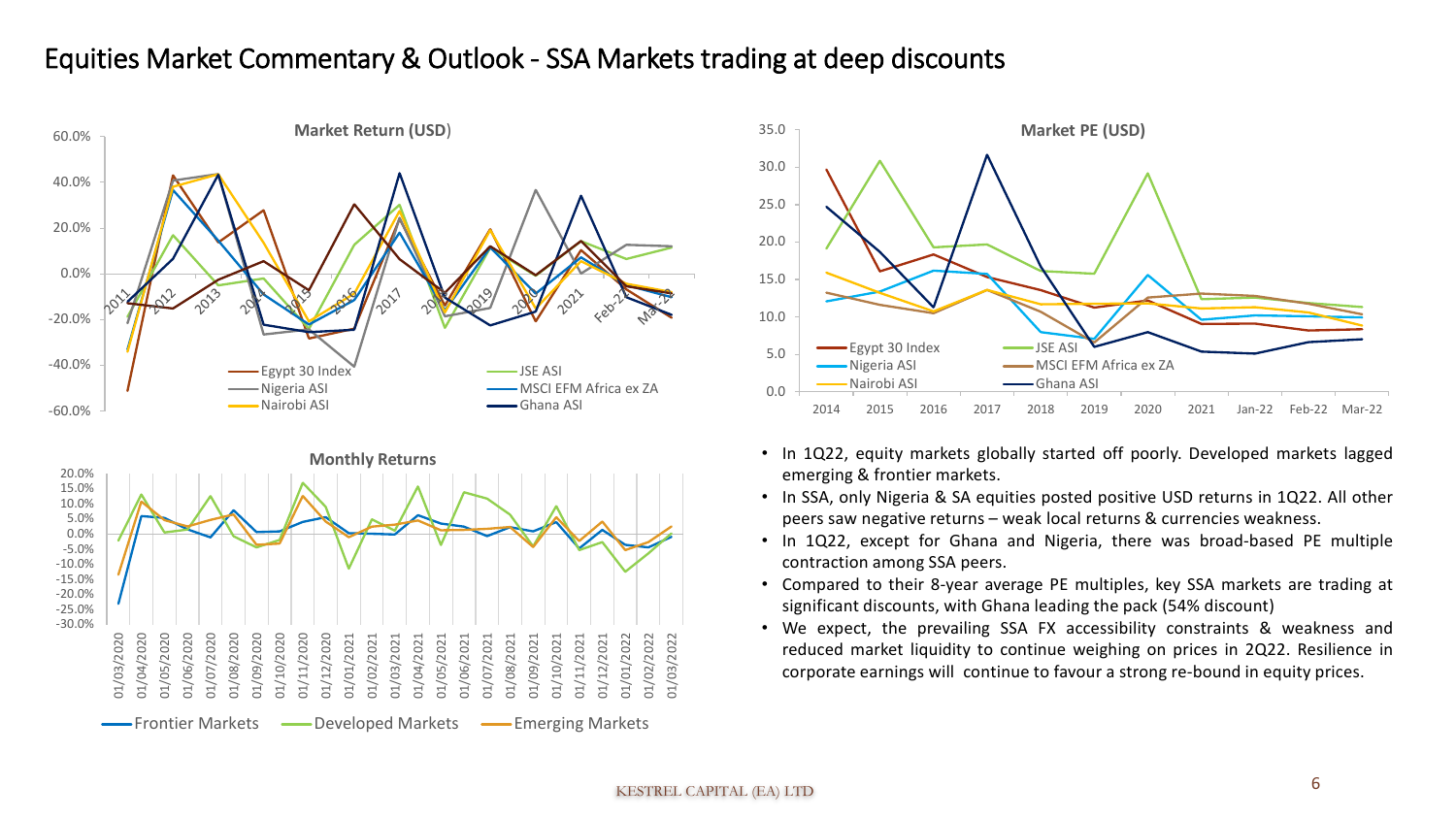# Equities Market Commentary & Outlook - SSA Markets trading at deep discounts

- In 1Q22, equity markets globally started off poorly. Developed markets lagged emerging & frontier markets.
- In SSA, only Nigeria & SA equities posted positive USD returns in 1Q22. All other peers saw negative returns – weak local returns & currencies weakness.
- In 1Q22, except for Ghana and Nigeria, there was broad-based PE multiple contraction among SSA peers.
- Compared to their 8-year average PE multiples, key SSA markets are trading at significant discounts, with Ghana leading the pack (54% discount)
- We expect, the prevailing SSA FX accessibility constraints & weakness and reduced market liquidity to continue weighing on prices in 2Q22. Resilience in corporate earnings will continue to favour a strong re-bound in equity prices.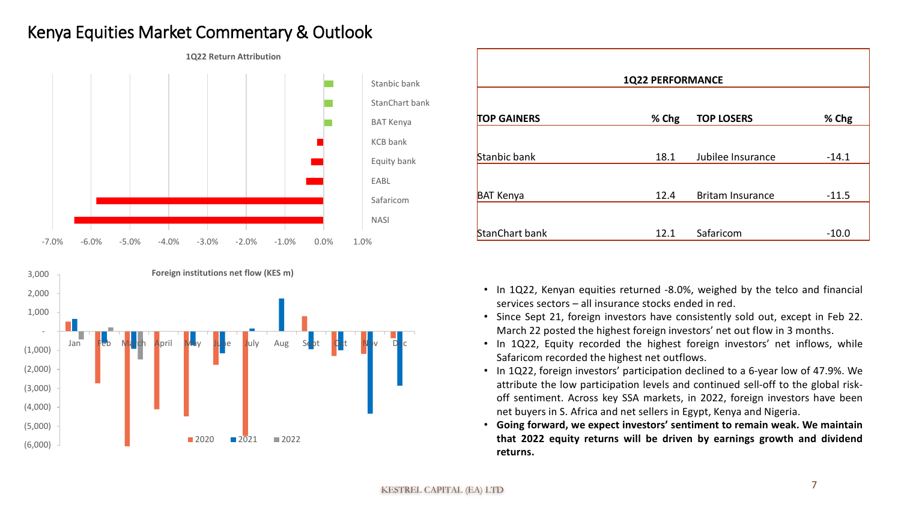# Kenya Equities Market Commentary & Outlook

**1Q22 Return Attribution**

Stanbic bank, StanChart bank, BAT Kenya, KCB bank, Equity bank, EABL, Safaricom, NASI

-7.0% -6.0% -5.0% -4.0% -3.0% -2.0% -1.0% 0.0% 1.0%

**Foreign institutions net flow (KES m)**

3,000 2,000 1,000 - (1,000) (2,000) (3,000) (4,000) (5,000) (6,000)

Jan Feb March April May June July Aug Sept Oct Nov Dec

2020 2021 2022

| **1Q22 PERFORMANCE** | | | |
|---|---|---|---|
| **TOP GAINERS** | **% Chg** | **TOP LOSERS** | **% Chg** |
| Stanbic bank | 18.1 | Jubilee Insurance | -14.1 |
| BAT Kenya | 12.4 | Britam Insurance | -11.5 |
| StanChart bank | 12.1 | Safaricom | -10.0 |

- In 1Q22, Kenyan equities returned -8.0%, weighed by the telco and financial services sectors – all insurance stocks ended in red.
- Since Sept 21, foreign investors have consistently sold out, except in Feb 22. March 22 posted the highest foreign investors' net out flow in 3 months.
- In 1Q22, Equity recorded the highest foreign investors' net inflows, while Safaricom recorded the highest net outflows.
- In 1Q22, foreign investors' participation declined to a 6-year low of 47.9%. We attribute the low participation levels and continued sell-off to the global risk-off sentiment. Across key SSA markets, in 2022, foreign investors have been net buyers in S. Africa and net sellers in Egypt, Kenya and Nigeria.
- **Going forward, we expect investors' sentiment to remain weak. We maintain that 2022 equity returns will be driven by earnings growth and dividend returns.**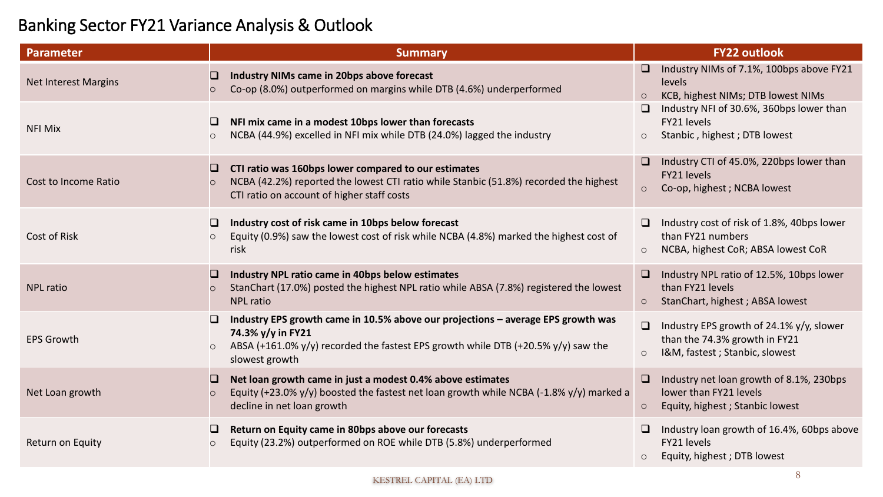# Banking Sector FY21 Variance Analysis & Outlook

| Parameter | Summary | FY22 outlook |
|---|---|---|
| Net Interest Margins | ❑ **Industry NIMs came in 20bps above forecast**<br>○ Co-op (8.0%) outperformed on margins while DTB (4.6%) underperformed | ❑ Industry NIMs of 7.1%, 100bps above FY21 levels<br>○ KCB, highest NIMs; DTB lowest NIMs |
| NFI Mix | ❑ **NFI mix came in a modest 10bps lower than forecasts**<br>○ NCBA (44.9%) excelled in NFI mix while DTB (24.0%) lagged the industry | ❑ Industry NFI of 30.6%, 360bps lower than FY21 levels<br>○ Stanbic , highest ; DTB lowest |
| Cost to Income Ratio | ❑ **CTI ratio was 160bps lower compared to our estimates**<br>○ NCBA (42.2%) reported the lowest CTI ratio while Stanbic (51.8%) recorded the highest CTI ratio on account of higher staff costs | ❑ Industry CTI of 45.0%, 220bps lower than FY21 levels<br>○ Co-op, highest ; NCBA lowest |
| Cost of Risk | ❑ **Industry cost of risk came in 10bps below forecast**<br>○ Equity (0.9%) saw the lowest cost of risk while NCBA (4.8%) marked the highest cost of risk | ❑ Industry cost of risk of 1.8%, 40bps lower than FY21 numbers<br>○ NCBA, highest CoR; ABSA lowest CoR |
| NPL ratio | ❑ **Industry NPL ratio came in 40bps below estimates**<br>○ StanChart (17.0%) posted the highest NPL ratio while ABSA (7.8%) registered the lowest NPL ratio | ❑ Industry NPL ratio of 12.5%, 10bps lower than FY21 levels<br>○ StanChart, highest ; ABSA lowest |
| EPS Growth | ❑ **Industry EPS growth came in 10.5% above our projections – average EPS growth was 74.3% y/y in FY21**<br>○ ABSA (+161.0% y/y) recorded the fastest EPS growth while DTB (+20.5% y/y) saw the slowest growth | ❑ Industry EPS growth of 24.1% y/y, slower than the 74.3% growth in FY21<br>○ I&M, fastest ; Stanbic, slowest |
| Net Loan growth | ❑ **Net loan growth came in just a modest 0.4% above estimates**<br>○ Equity (+23.0% y/y) boosted the fastest net loan growth while NCBA (-1.8% y/y) marked a decline in net loan growth | ❑ Industry net loan growth of 8.1%, 230bps lower than FY21 levels<br>○ Equity, highest ; Stanbic lowest |
| Return on Equity | ❑ **Return on Equity came in 80bps above our forecasts**<br>○ Equity (23.2%) outperformed on ROE while DTB (5.8%) underperformed | ❑ Industry loan growth of 16.4%, 60bps above FY21 levels<br>○ Equity, highest ; DTB lowest |

KESTREL CAPITAL (EA) LTD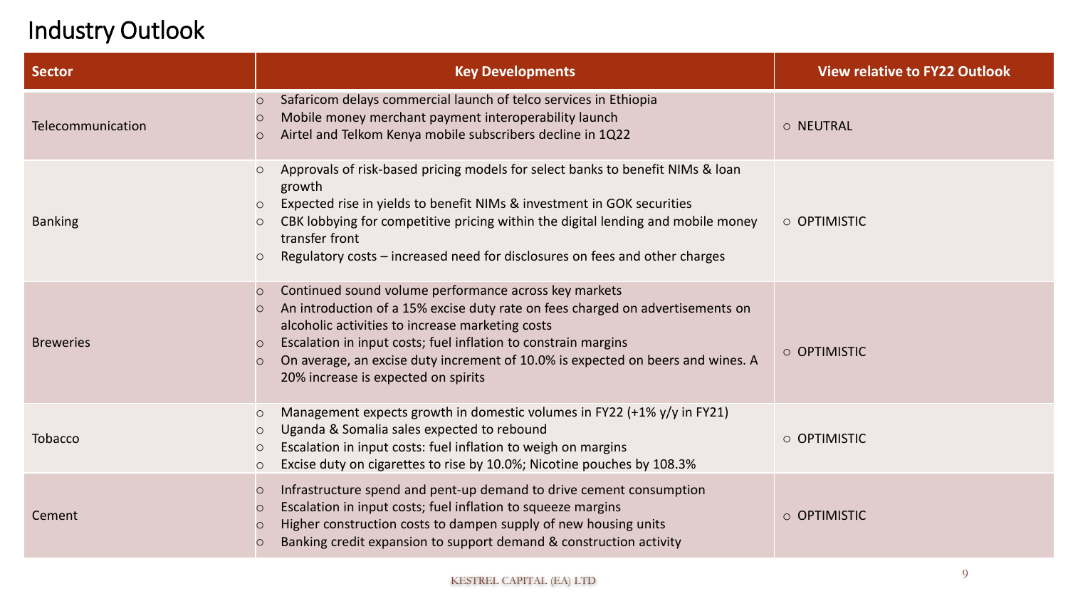# Industry Outlook

| Sector | Key Developments | View relative to FY22 Outlook |
| --- | --- | --- |
| Telecommunication | ○ Safaricom delays commercial launch of telco services in Ethiopia<br>○ Mobile money merchant payment interoperability launch<br>○ Airtel and Telkom Kenya mobile subscribers decline in 1Q22 | ○ NEUTRAL |
| Banking | ○ Approvals of risk-based pricing models for select banks to benefit NIMs & loan growth<br>○ Expected rise in yields to benefit NIMs & investment in GOK securities<br>○ CBK lobbying for competitive pricing within the digital lending and mobile money transfer front<br>○ Regulatory costs – increased need for disclosures on fees and other charges | ○ OPTIMISTIC |
| Breweries | ○ Continued sound volume performance across key markets<br>○ An introduction of a 15% excise duty rate on fees charged on advertisements on alcoholic activities to increase marketing costs<br>○ Escalation in input costs; fuel inflation to constrain margins<br>○ On average, an excise duty increment of 10.0% is expected on beers and wines. A 20% increase is expected on spirits | ○ OPTIMISTIC |
| Tobacco | ○ Management expects growth in domestic volumes in FY22 (+1% y/y in FY21)<br>○ Uganda & Somalia sales expected to rebound<br>○ Escalation in input costs: fuel inflation to weigh on margins<br>○ Excise duty on cigarettes to rise by 10.0%; Nicotine pouches by 108.3% | ○ OPTIMISTIC |
| Cement | ○ Infrastructure spend and pent-up demand to drive cement consumption<br>○ Escalation in input costs; fuel inflation to squeeze margins<br>○ Higher construction costs to dampen supply of new housing units<br>○ Banking credit expansion to support demand & construction activity | ○ OPTIMISTIC |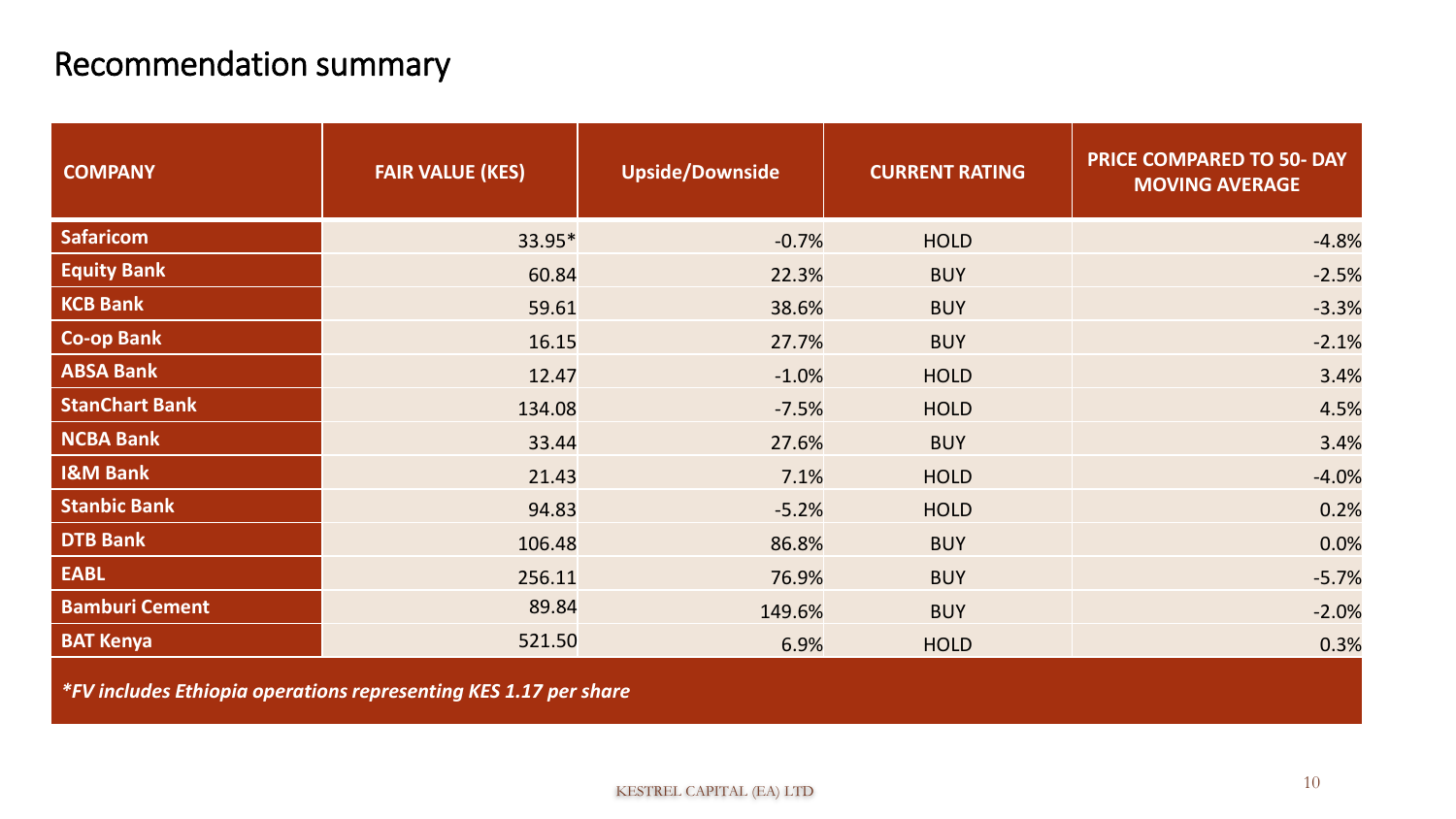# Recommendation summary

| COMPANY | FAIR VALUE (KES) | Upside/Downside | CURRENT RATING | PRICE COMPARED TO 50- DAY MOVING AVERAGE |
|---|---|---|---|---|
| **Safaricom** | 33.95* | -0.7% | HOLD | -4.8% |
| **Equity Bank** | 60.84 | 22.3% | BUY | -2.5% |
| **KCB Bank** | 59.61 | 38.6% | BUY | -3.3% |
| **Co-op Bank** | 16.15 | 27.7% | BUY | -2.1% |
| **ABSA Bank** | 12.47 | -1.0% | HOLD | 3.4% |
| **StanChart Bank** | 134.08 | -7.5% | HOLD | 4.5% |
| **NCBA Bank** | 33.44 | 27.6% | BUY | 3.4% |
| **I&M Bank** | 21.43 | 7.1% | HOLD | -4.0% |
| **Stanbic Bank** | 94.83 | -5.2% | HOLD | 0.2% |
| **DTB Bank** | 106.48 | 86.8% | BUY | 0.0% |
| **EABL** | 256.11 | 76.9% | BUY | -5.7% |
| **Bamburi Cement** | 89.84 | 149.6% | BUY | -2.0% |
| **BAT Kenya** | 521.50 | 6.9% | HOLD | 0.3% |

***FV includes Ethiopia operations representing KES 1.17 per share***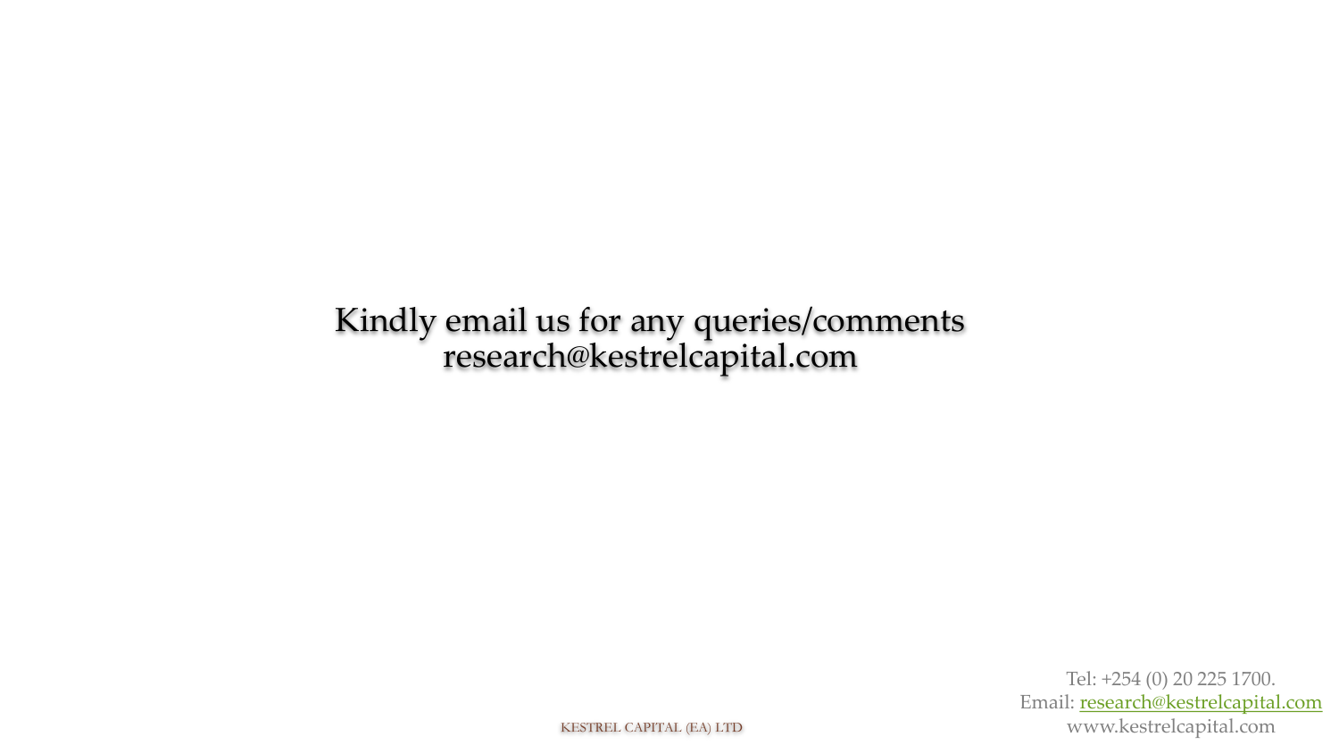Kindly email us for any queries/comments
research@kestrelcapital.com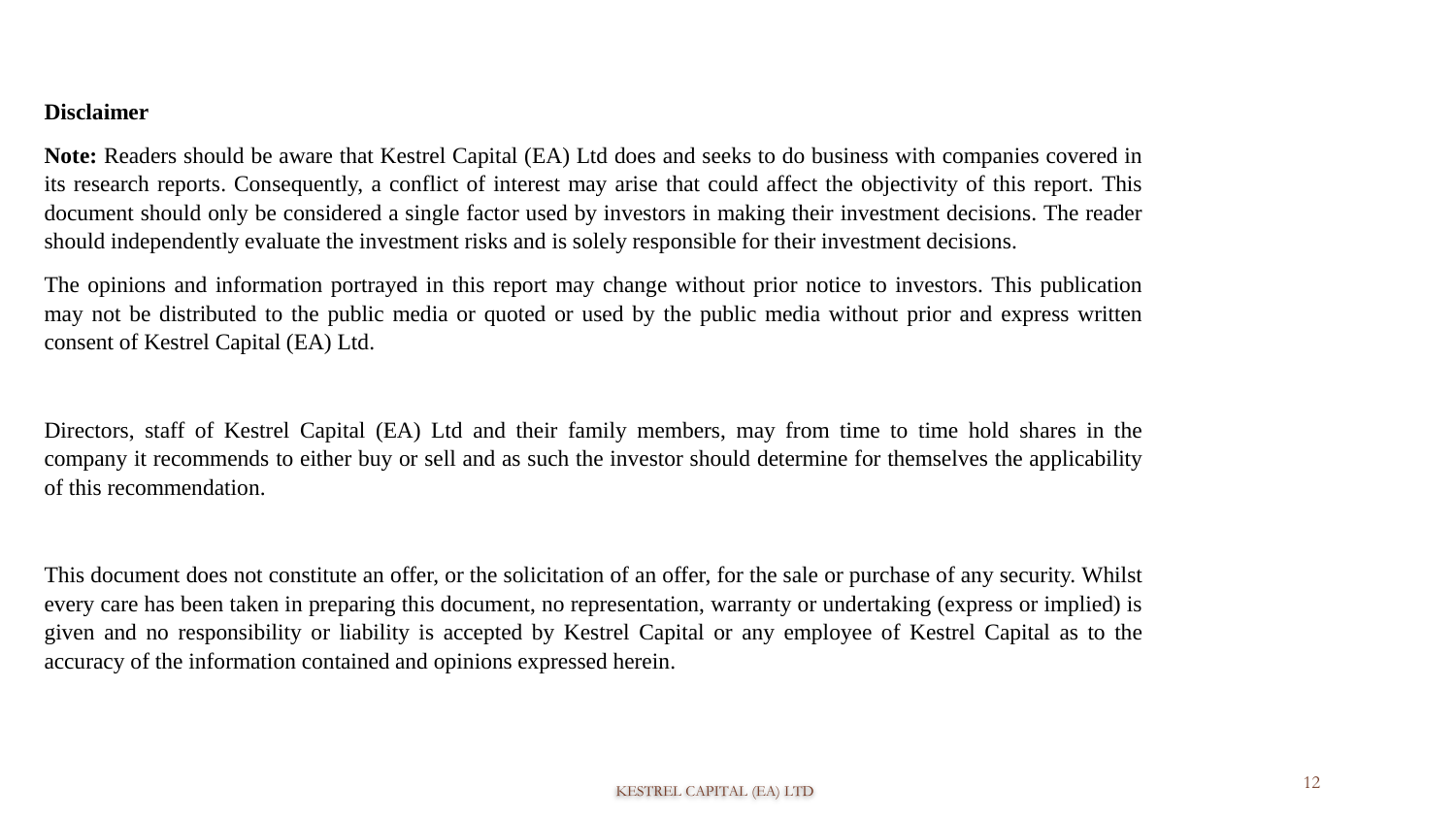**Disclaimer**

**Note:** Readers should be aware that Kestrel Capital (EA) Ltd does and seeks to do business with companies covered in its research reports. Consequently, a conflict of interest may arise that could affect the objectivity of this report. This document should only be considered a single factor used by investors in making their investment decisions. The reader should independently evaluate the investment risks and is solely responsible for their investment decisions.

The opinions and information portrayed in this report may change without prior notice to investors. This publication may not be distributed to the public media or quoted or used by the public media without prior and express written consent of Kestrel Capital (EA) Ltd.

Directors, staff of Kestrel Capital (EA) Ltd and their family members, may from time to time hold shares in the company it recommends to either buy or sell and as such the investor should determine for themselves the applicability of this recommendation.

This document does not constitute an offer, or the solicitation of an offer, for the sale or purchase of any security. Whilst every care has been taken in preparing this document, no representation, warranty or undertaking (express or implied) is given and no responsibility or liability is accepted by Kestrel Capital or any employee of Kestrel Capital as to the accuracy of the information contained and opinions expressed herein.